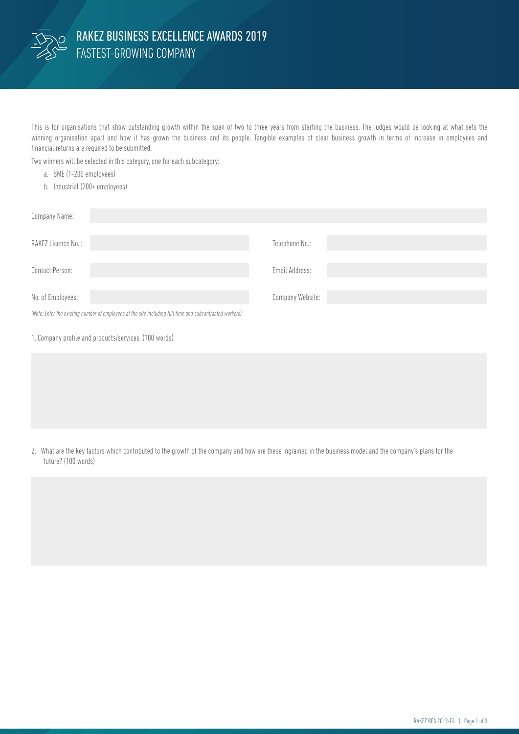# RAKEZ BUSINESS EXCELLENCE AWARDS 2019

## FASTEST-GROWING COMPANY

This is for organisations that show outstanding growth within the span of two to three years from starting the business. The judges would be looking at what sets the winning organisation apart and how it has grown the business and its people. Tangible examples of clear business growth in terms of increase in employees and financial returns are required to be submitted.

Two winners will be selected in this category, one for each subcategory:

a. SME (1-200 employees)
b. Industrial (200+ employees)

| | | | |
|---|---|---|---|
| Company Name: | | | |
| RAKEZ Licence No. : | | Telephone No.: | |
| Contact Person: | | Email Address: | |
| No. of Employees: | | Company Website: | |

*(Note: Enter the existing number of employees at the site including full time and subcontracted workers)*

1. Company profile and products/services. (100 words)

2. What are the key factors which contributed to the growth of the company and how are these ingrained in the business model and the company's plans for the future? (100 words)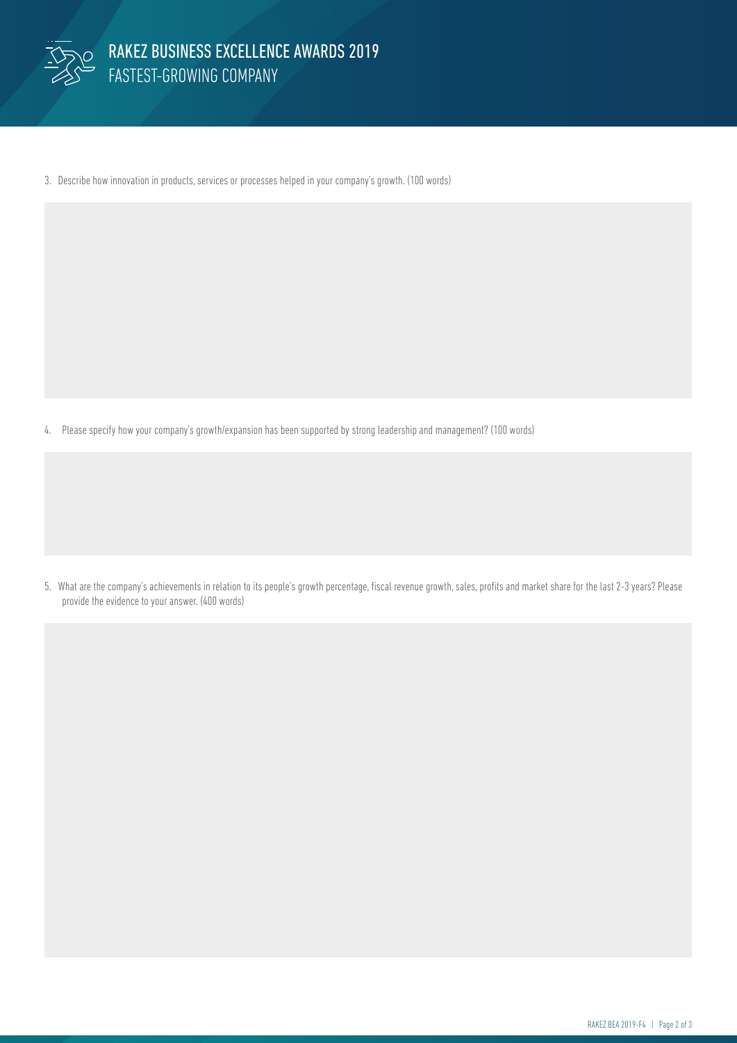3. Describe how innovation in products, services or processes helped in your company's growth. (100 words)

4. Please specify how your company's growth/expansion has been supported by strong leadership and management? (100 words)

5. What are the company's achievements in relation to its people's growth percentage, fiscal revenue growth, sales, profits and market share for the last 2-3 years? Please provide the evidence to your answer. (400 words)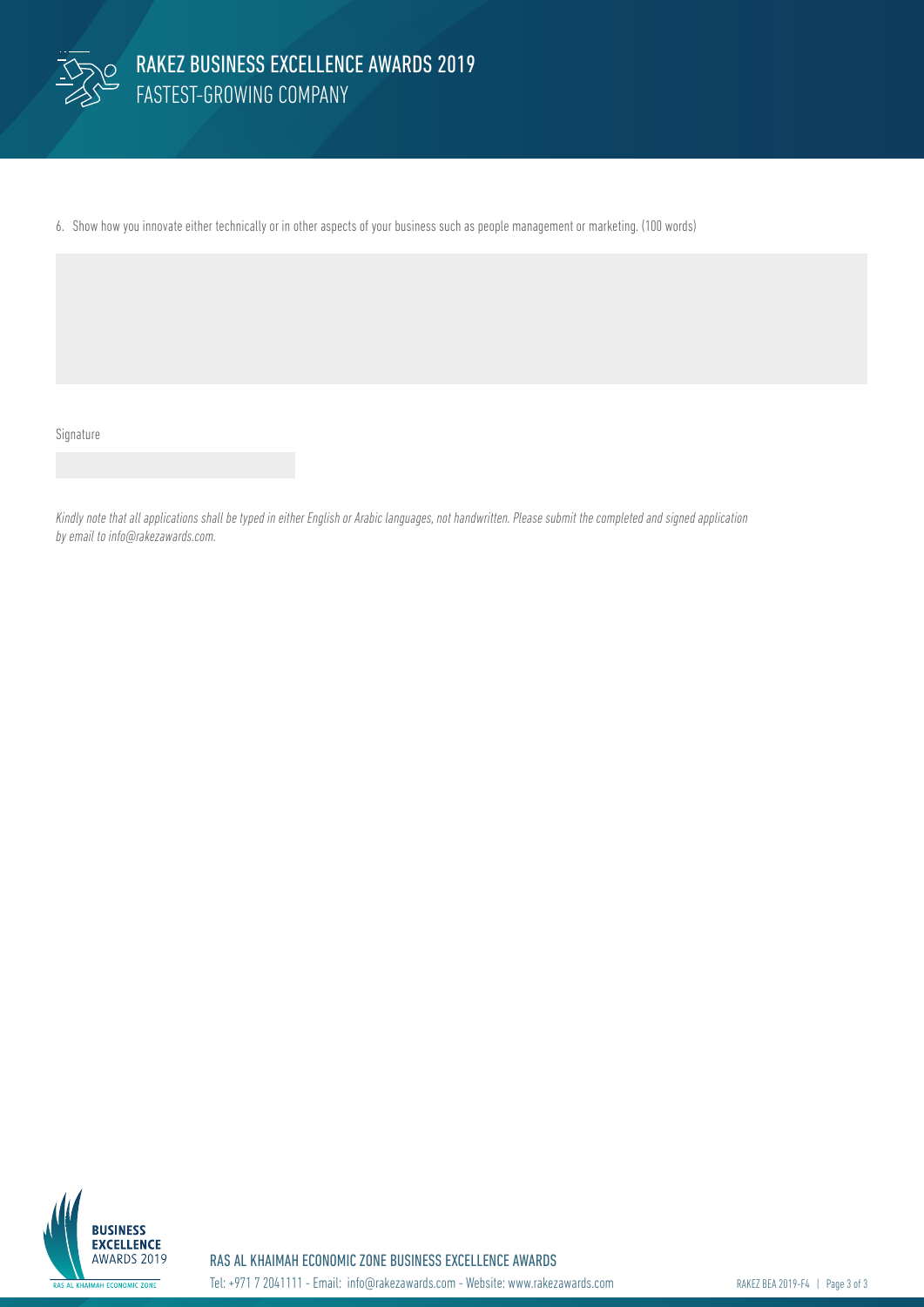6. Show how you innovate either technically or in other aspects of your business such as people management or marketing. (100 words)

Signature

*Kindly note that all applications shall be typed in either English or Arabic languages, not handwritten. Please submit the completed and signed application by email to info@rakezawards.com.*